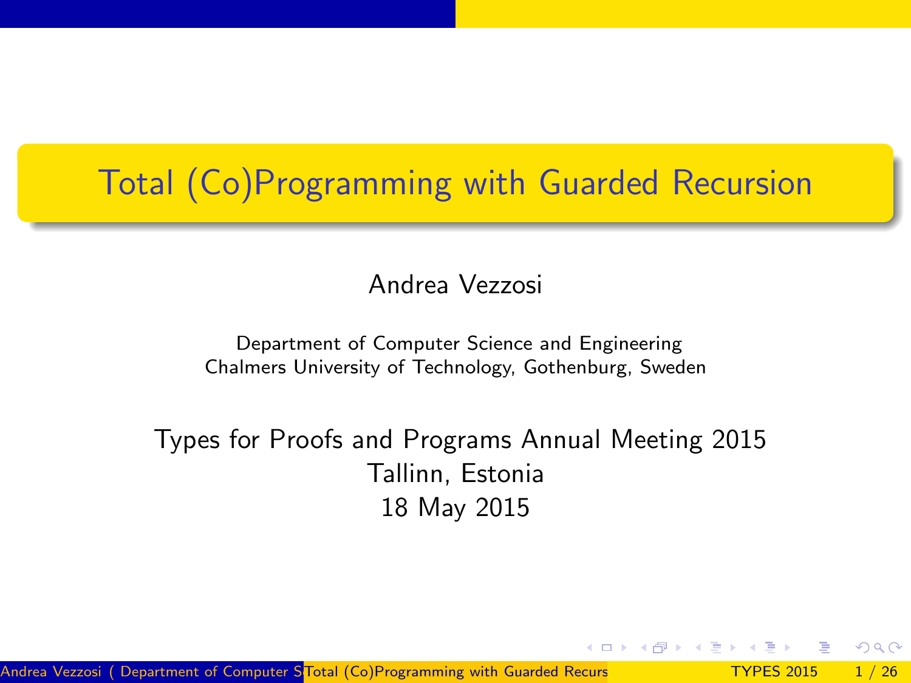# Total (Co)Programming with Guarded Recursion

Andrea Vezzosi

Department of Computer Science and Engineering
Chalmers University of Technology, Gothenburg, Sweden

Types for Proofs and Programs Annual Meeting 2015
Tallinn, Estonia
18 May 2015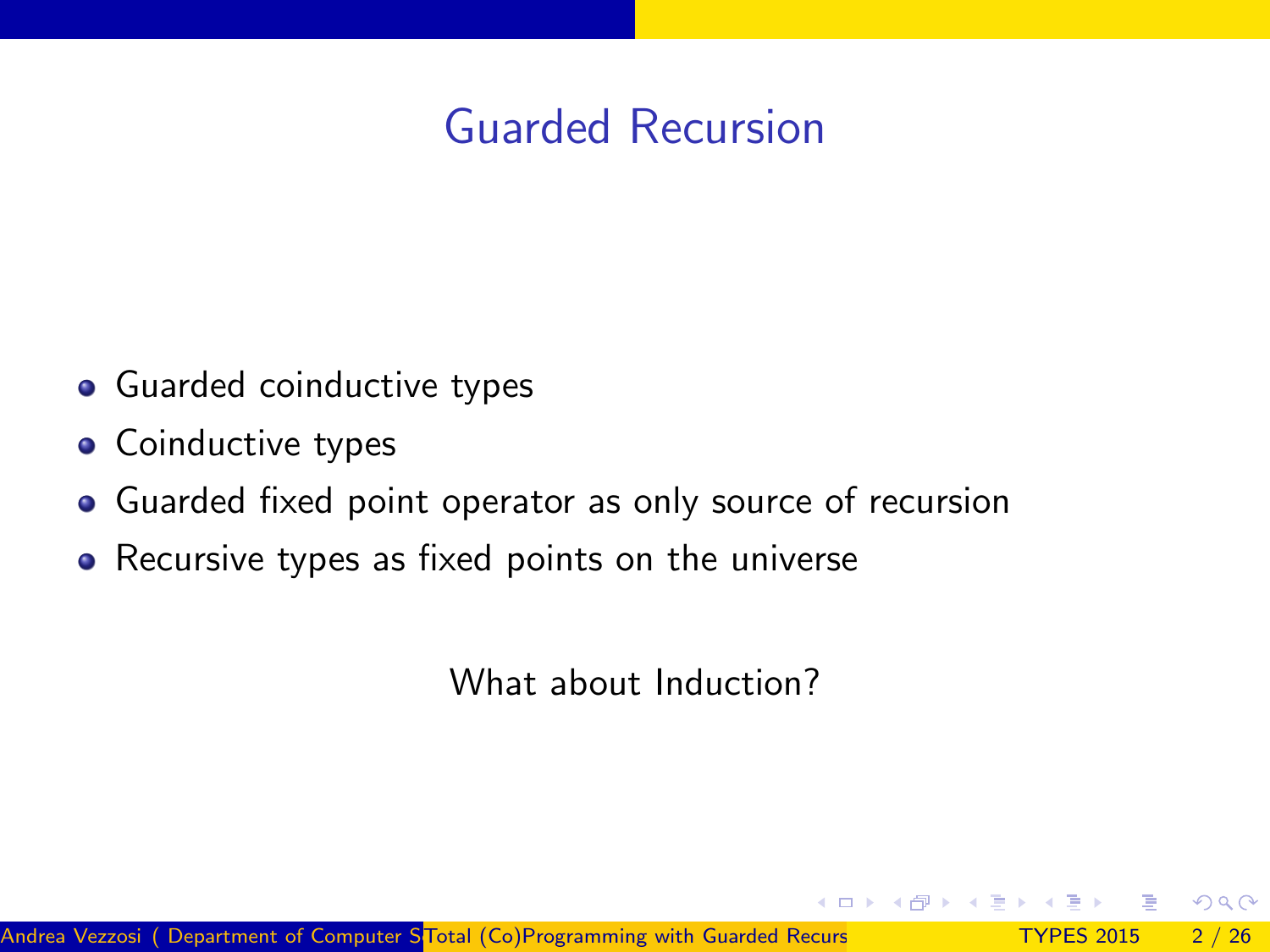# Guarded Recursion

- Guarded coinductive types
- Coinductive types
- Guarded fixed point operator as only source of recursion
- Recursive types as fixed points on the universe

What about Induction?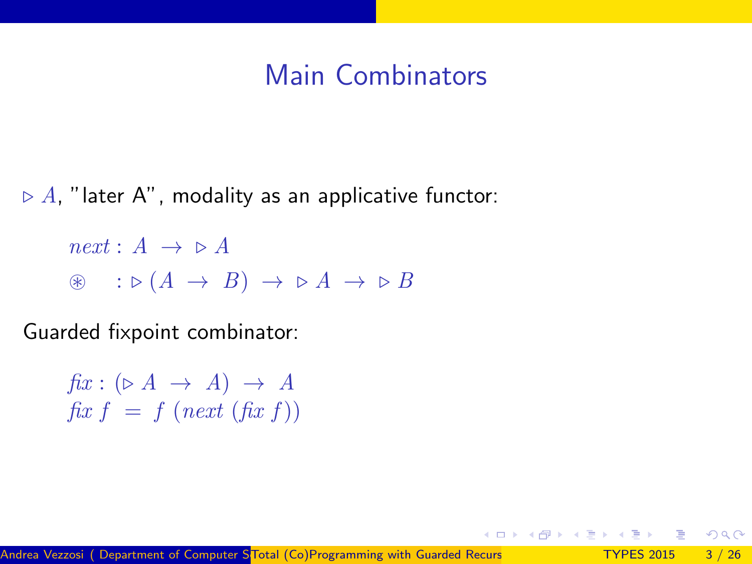# Main Combinators

$\triangleright A$, "later A", modality as an applicative functor:

$$
\begin{aligned}
&\mathit{next} : A \rightarrow \triangleright A \\
&\circledast \quad : \triangleright (A \rightarrow B) \rightarrow \triangleright A \rightarrow \triangleright B
\end{aligned}
$$

Guarded fixpoint combinator:

$$
\begin{aligned}
&\mathit{fix} : (\triangleright A \rightarrow A) \rightarrow A \\
&\mathit{fix}\ f = f\ (\mathit{next}\ (\mathit{fix}\ f))
\end{aligned}
$$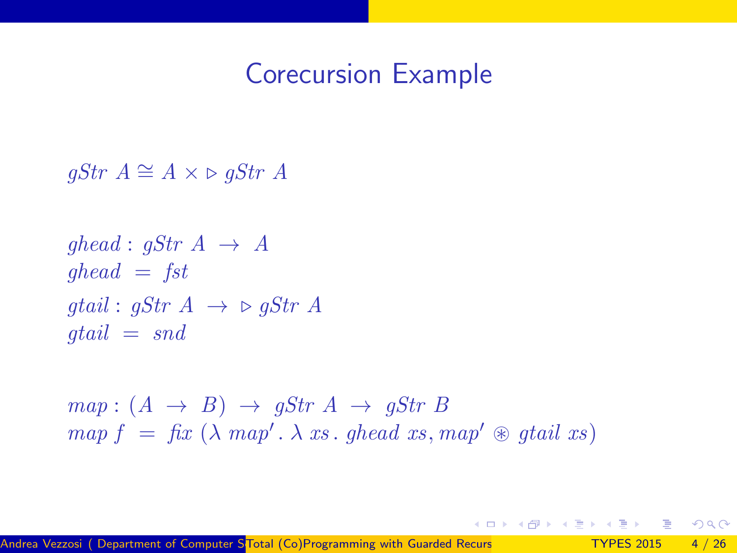# Corecursion Example

$$gStr\ A \cong A \times \triangleright\, gStr\ A$$

$$\begin{aligned}
&ghead : gStr\ A \ \rightarrow\ A \\
&ghead\ =\ fst \\
&gtail : gStr\ A\ \rightarrow\ \triangleright\, gStr\ A \\
&gtail\ =\ snd
\end{aligned}$$

$$\begin{aligned}
&map : (A\ \rightarrow\ B)\ \rightarrow\ gStr\ A\ \rightarrow\ gStr\ B \\
&map\ f\ =\ fix\ (\lambda\ map'\,.\ \lambda\ xs\,.\ ghead\ xs, map'\ \circledast\ gtail\ xs)
\end{aligned}$$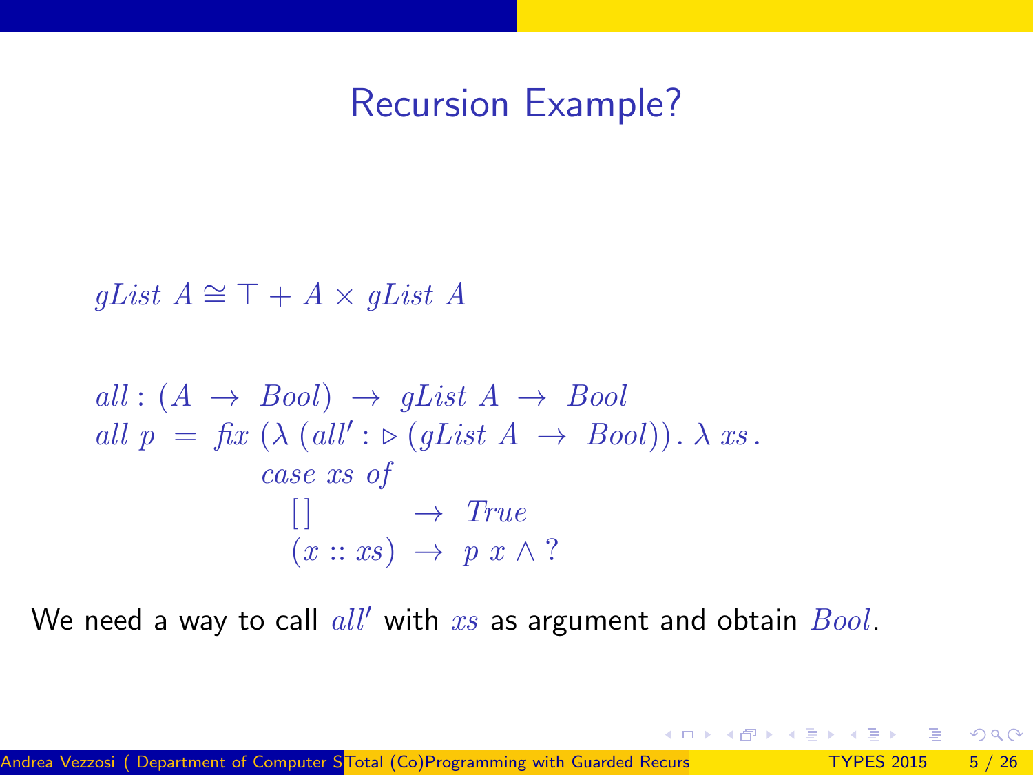# Recursion Example?

$$gList\ A \cong \top + A \times gList\ A$$

$$
\begin{array}{l}
all : (A \rightarrow Bool) \rightarrow gList\ A \rightarrow Bool \\
all\ p\ =\ fix\ (\lambda\ (all' : \triangleright (gList\ A \rightarrow Bool)).\ \lambda\ xs\,. \\
\qquad\qquad case\ xs\ of \\
\qquad\qquad\quad [\,] \qquad\quad \rightarrow\ True \\
\qquad\qquad\quad (x :: xs)\ \rightarrow\ p\ x \wedge ?
\end{array}
$$

We need a way to call $all'$ with $xs$ as argument and obtain $Bool$.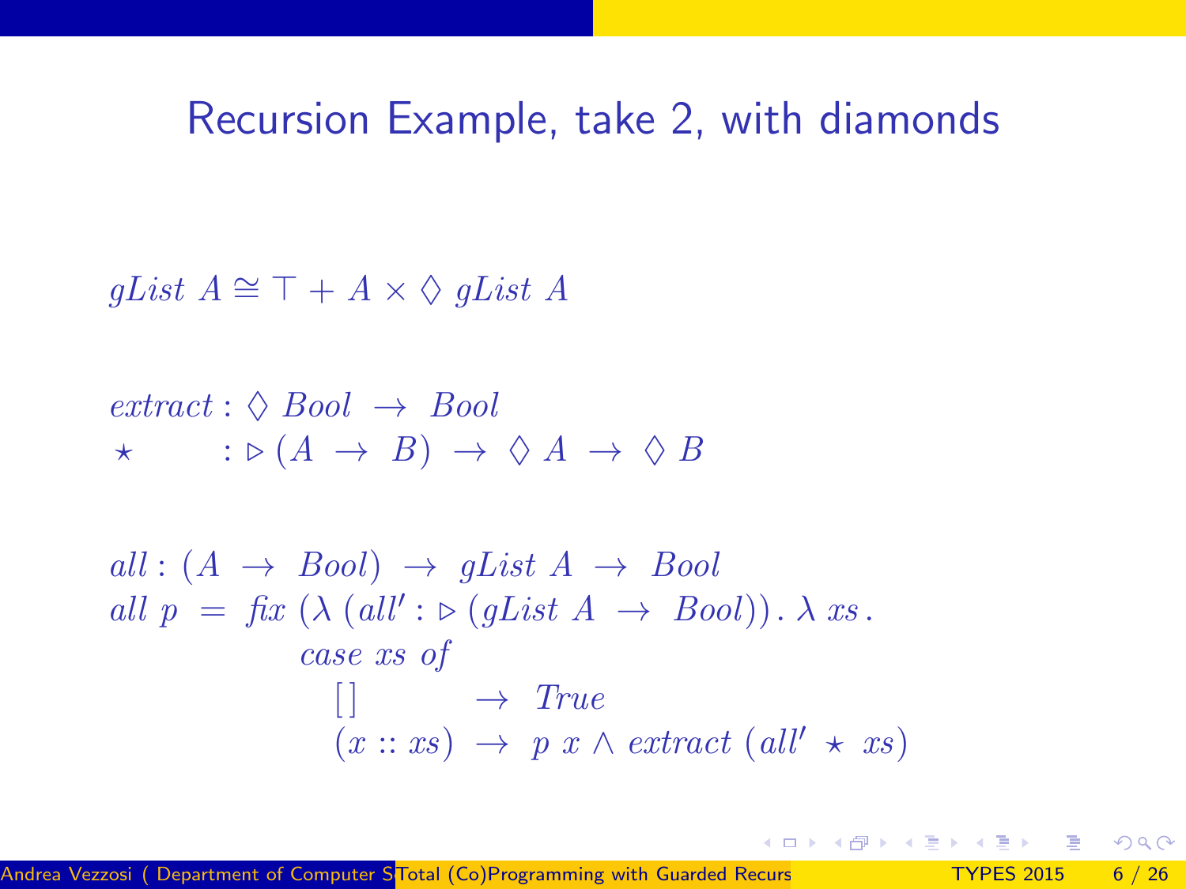# Recursion Example, take 2, with diamonds

$$gList\ A \cong \top + A \times \Diamond\ gList\ A$$

$$\begin{aligned}
&extract : \Diamond\ Bool\ \rightarrow\ Bool \\
&\star\qquad\ \ : \triangleright (A\ \rightarrow\ B)\ \rightarrow\ \Diamond\ A\ \rightarrow\ \Diamond\ B
\end{aligned}$$

$$\begin{aligned}
&all : (A\ \rightarrow\ Bool)\ \rightarrow\ gList\ A\ \rightarrow\ Bool \\
&all\ p\ =\ fix\ (\lambda\ (all' : \triangleright (gList\ A\ \rightarrow\ Bool)).\ \lambda\ xs\,. \\
&\qquad\qquad case\ xs\ of \\
&\qquad\qquad\quad [\,]\qquad\quad\ \rightarrow\ True \\
&\qquad\qquad\quad (x :: xs)\ \rightarrow\ p\ x \wedge extract\ (all'\ \star\ xs)
\end{aligned}$$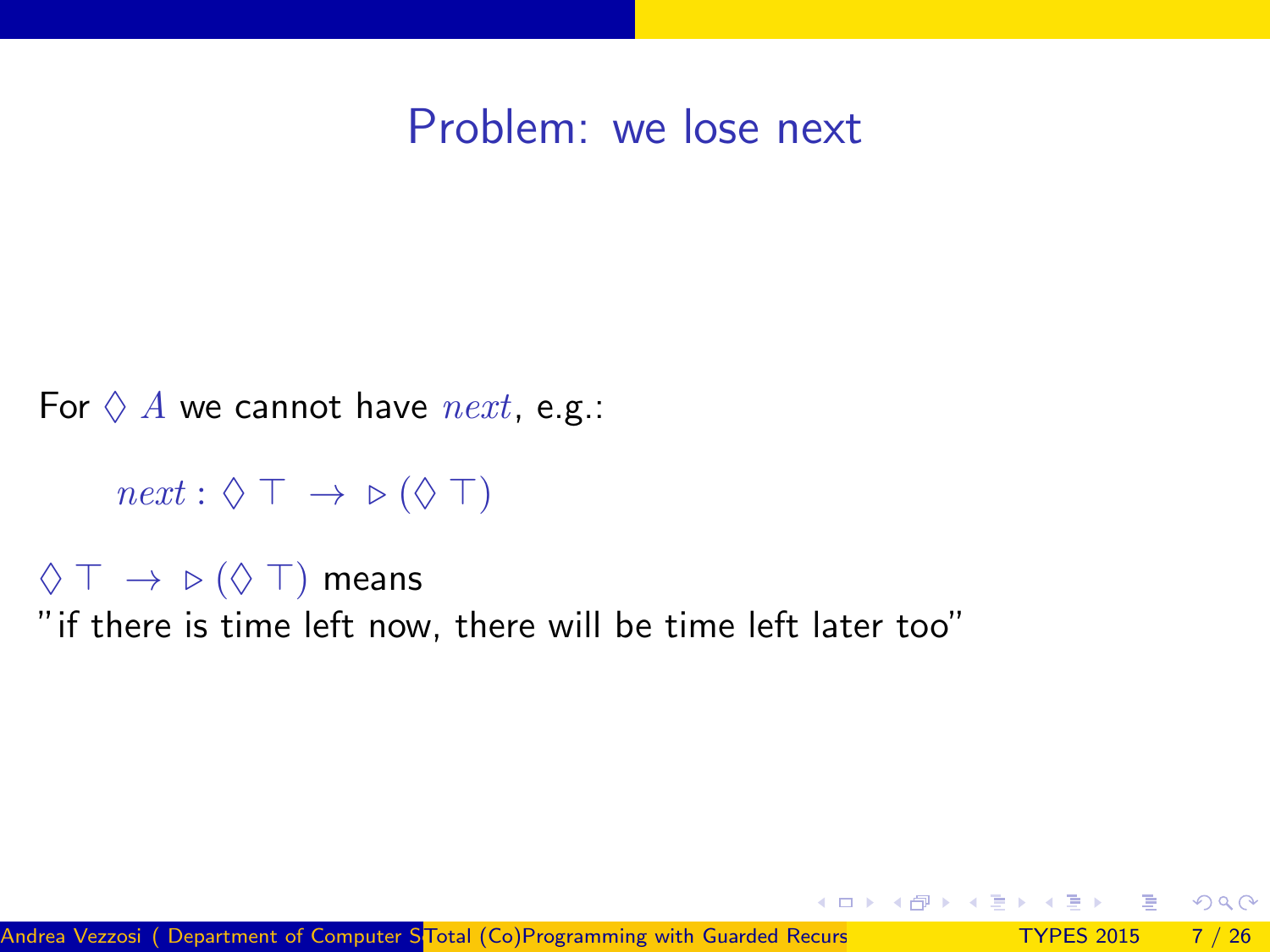# Problem: we lose next

For $\Diamond\ A$ we cannot have $next$, e.g.:

$$next : \Diamond\ \top\ \rightarrow\ \triangleright(\Diamond\ \top)$$

$\Diamond\ \top\ \rightarrow\ \triangleright(\Diamond\ \top)$ means
"if there is time left now, there will be time left later too"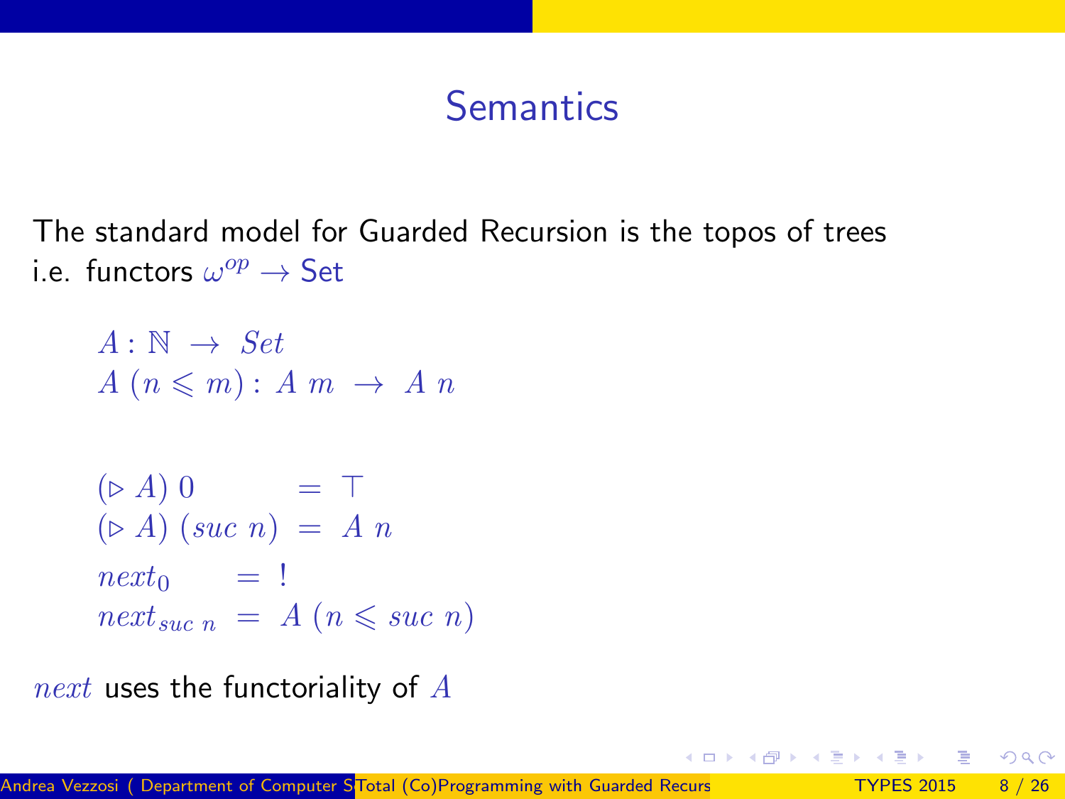# Semantics

The standard model for Guarded Recursion is the topos of trees i.e. functors $\omega^{op} \rightarrow \mathsf{Set}$

$$
\begin{aligned}
&A : \mathbb{N} \rightarrow \mathit{Set} \\
&A\ (n \leqslant m) : A\ m \rightarrow A\ n
\end{aligned}
$$

$$
\begin{aligned}
&(\triangleright A)\ 0 &&= \top \\
&(\triangleright A)\ (\mathit{suc}\ n) &&= A\ n \\
&\mathit{next}_0 &&= \ ! \\
&\mathit{next}_{\mathit{suc}\ n} &&= A\ (n \leqslant \mathit{suc}\ n)
\end{aligned}
$$

$\mathit{next}$ uses the functoriality of $A$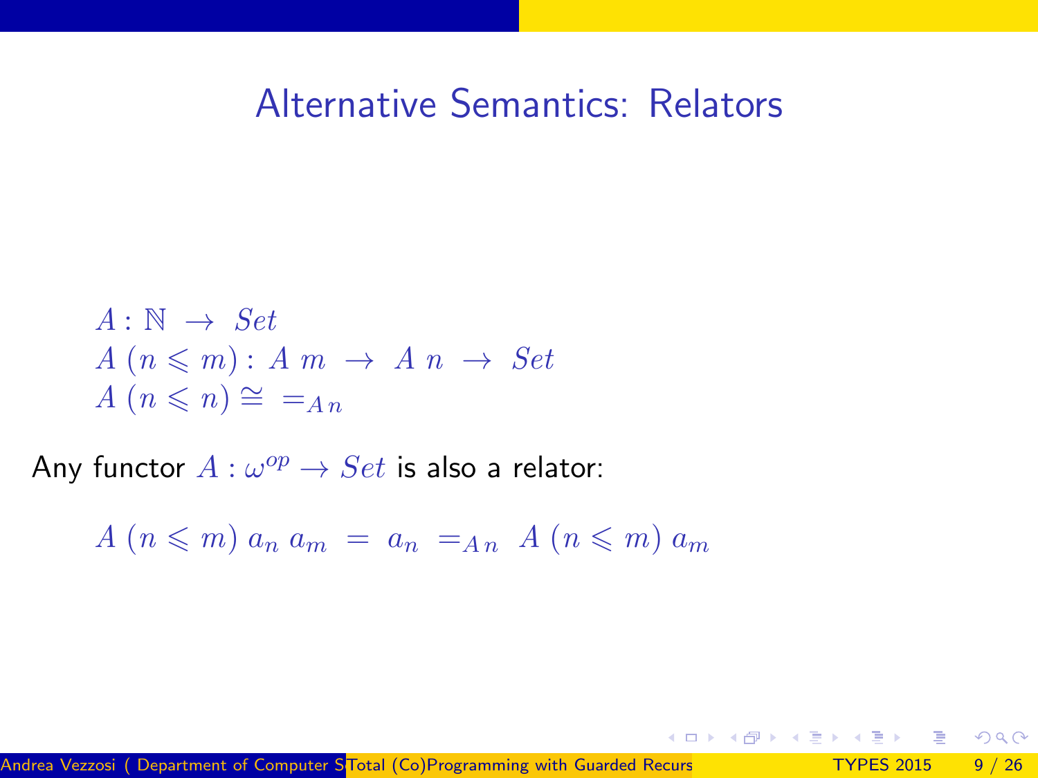# Alternative Semantics: Relators

$$
\begin{aligned}
&A : \mathbb{N} \;\to\; Set \\
&A\ (n \leqslant m) : A\ m \;\to\; A\ n \;\to\; Set \\
&A\ (n \leqslant n) \cong\ =_{A\,n}
\end{aligned}
$$

Any functor $A : \omega^{op} \to Set$ is also a relator:

$$
A\ (n \leqslant m)\ a_n\ a_m \;=\; a_n\ =_{A\,n}\ A\ (n \leqslant m)\ a_m
$$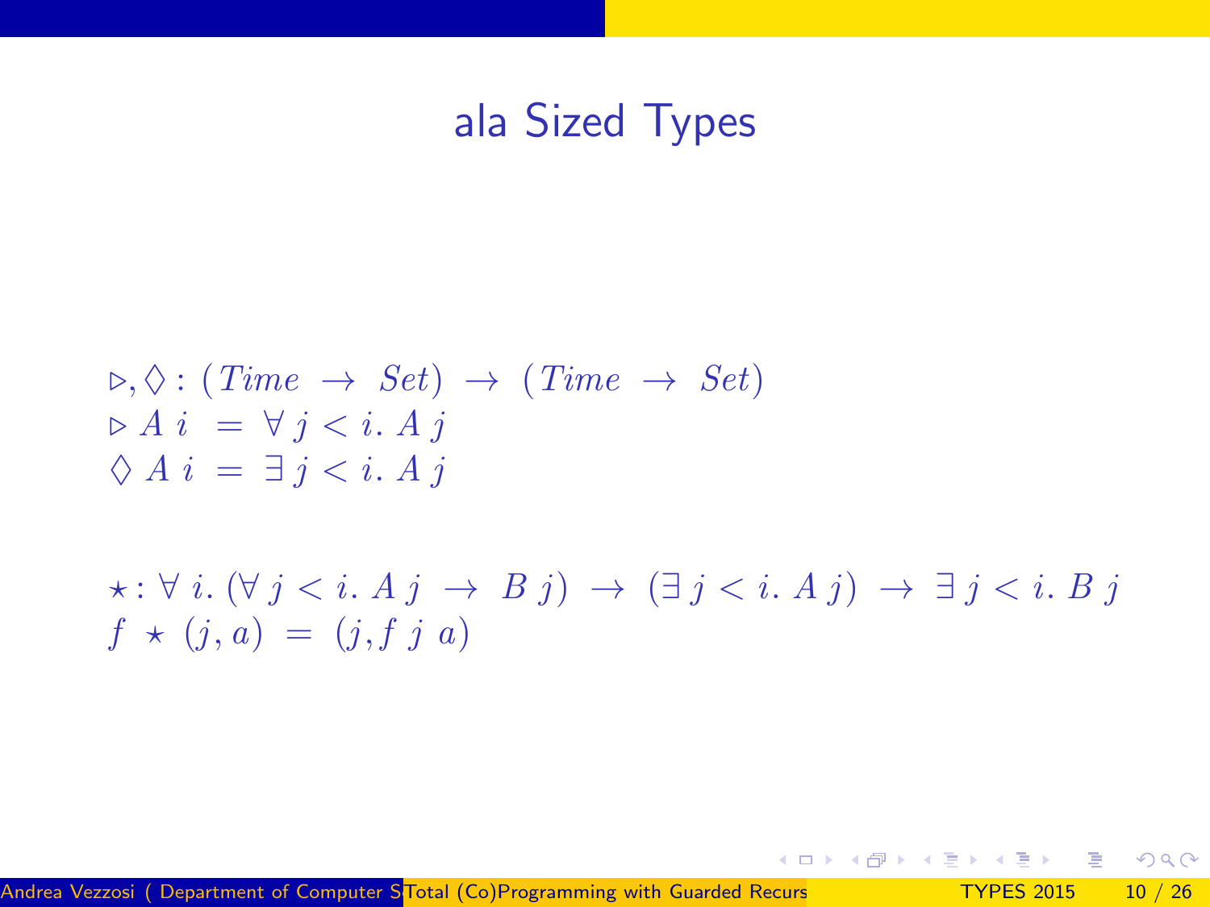# ala Sized Types

$$
\begin{aligned}
&\triangleright, \Diamond : (Time \rightarrow Set) \rightarrow (Time \rightarrow Set) \\
&\triangleright\, A\; i \;=\; \forall\, j < i.\; A\; j \\
&\Diamond\, A\; i \;=\; \exists\, j < i.\; A\; j
\end{aligned}
$$

$$
\begin{aligned}
&\star : \forall\, i.\, (\forall\, j < i.\; A\; j \rightarrow B\; j) \rightarrow (\exists\, j < i.\; A\; j) \rightarrow \exists\, j < i.\; B\; j \\
&f \star (j, a) \;=\; (j, f\; j\; a)
\end{aligned}
$$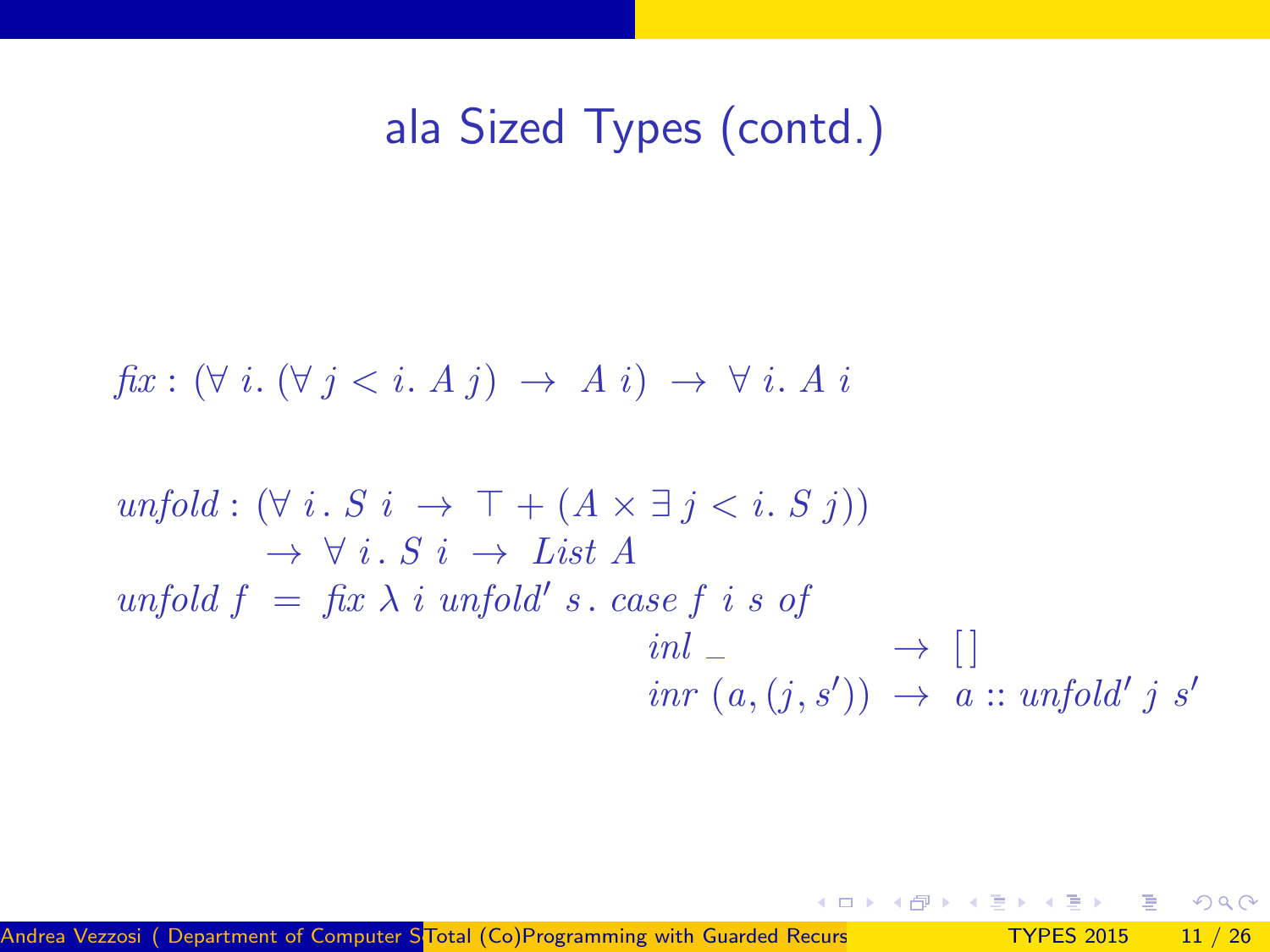# ala Sized Types (contd.)

$$fix : (\forall\, i.\, (\forall\, j < i.\, A\; j) \;\rightarrow\; A\; i) \;\rightarrow\; \forall\, i.\, A\; i$$

$$
\begin{aligned}
& unfold : (\forall\; i\,.\; S\; i \;\rightarrow\; \top + (A \times \exists\, j < i.\; S\; j)) \\
& \qquad\quad \rightarrow\; \forall\; i\,.\; S\; i \;\rightarrow\; List\; A \\
& unfold\; f \;=\; fix\; \lambda\; i\; unfold'\; s\,.\; case\; f\;\; i\;\; s\;\; of \\
& \qquad\qquad\qquad\qquad\qquad\qquad\qquad inl\; \_ \qquad\qquad\;\; \rightarrow\; [\,] \\
& \qquad\qquad\qquad\qquad\qquad\qquad\qquad inr\; (a, (j, s')) \;\rightarrow\; a :: unfold'\; j\;\; s'
\end{aligned}
$$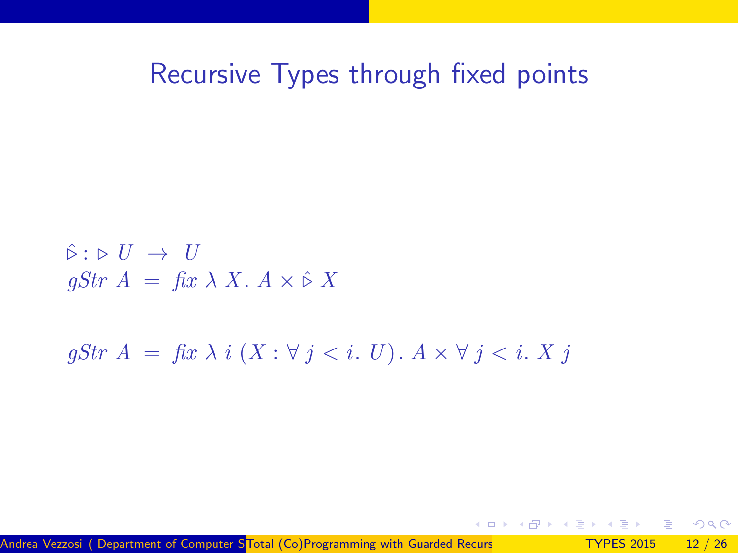# Recursive Types through fixed points

$$\hat{\triangleright} : \triangleright U \;\rightarrow\; U$$
$$gStr\ A \;=\; \mathit{fix}\ \lambda\, X.\ A \times \hat{\triangleright}\ X$$

$$gStr\ A \;=\; \mathit{fix}\ \lambda\ i\ (X : \forall\, j < i.\ U).\ A \times \forall\, j < i.\ X\ j$$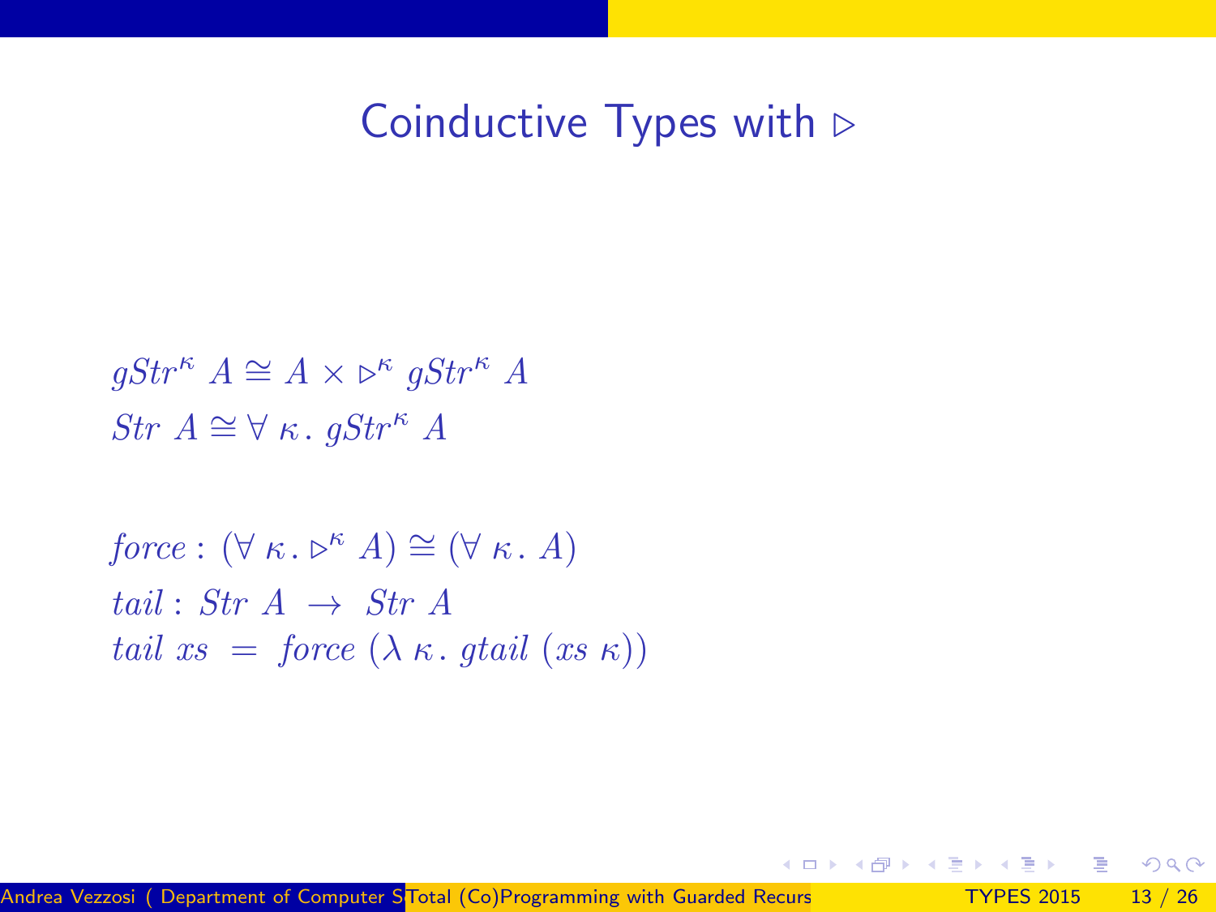# Coinductive Types with $\triangleright$

$$gStr^{\kappa}\ A \cong A \times \triangleright^{\kappa}\ gStr^{\kappa}\ A$$
$$Str\ A \cong \forall\ \kappa\,.\ gStr^{\kappa}\ A$$

$$force : (\forall\ \kappa\,.\ \triangleright^{\kappa}\ A) \cong (\forall\ \kappa\,.\ A)$$
$$tail : Str\ A\ \rightarrow\ Str\ A$$
$$tail\ xs\ =\ force\ (\lambda\ \kappa\,.\ gtail\ (xs\ \kappa))$$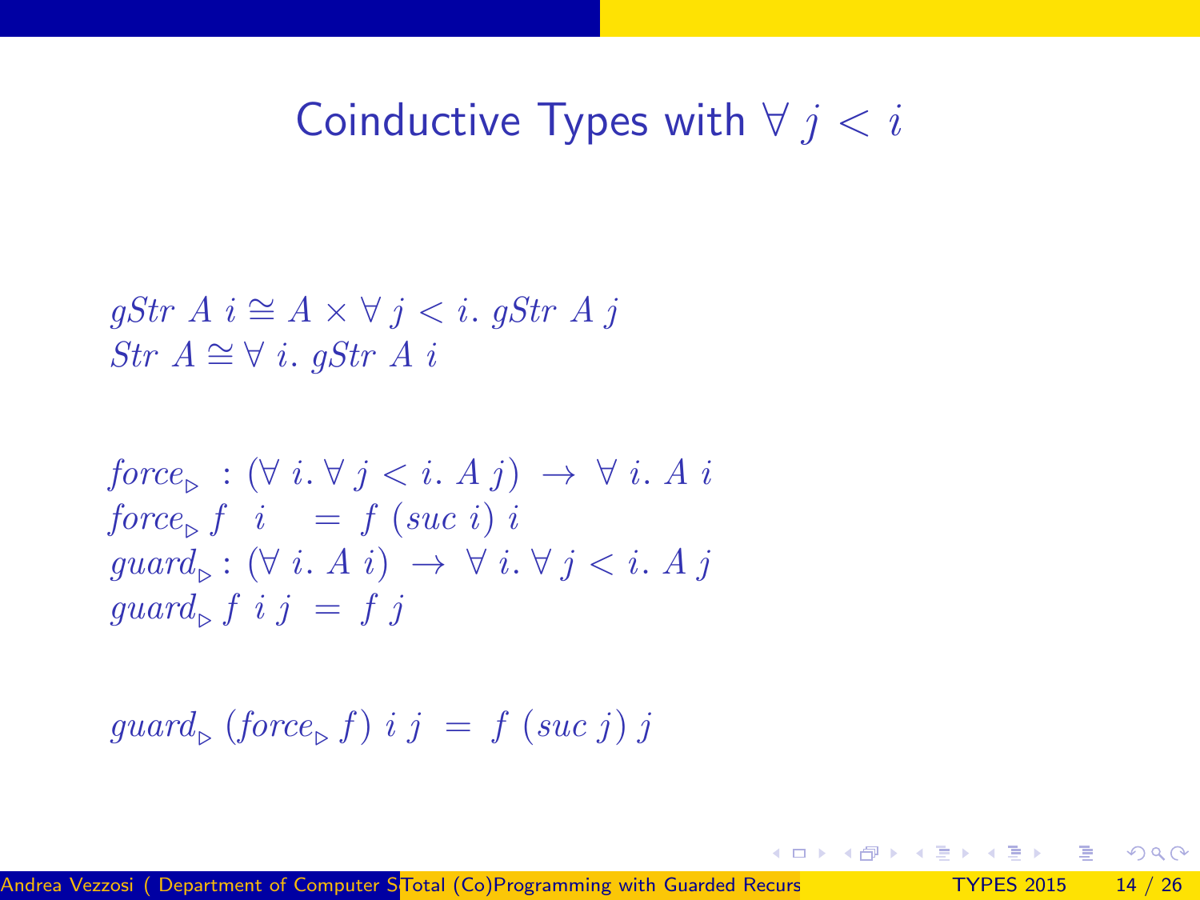# Coinductive Types with $\forall\, j < i$

$$gStr\ A\ i \cong A \times \forall\, j < i.\ gStr\ A\ j$$
$$Str\ A \cong \forall\, i.\ gStr\ A\ i$$

$$
\begin{aligned}
&force_{\triangleright}\ : (\forall\, i. \forall\, j < i.\ A\ j) \ \rightarrow\ \forall\, i.\ A\ i \\
&force_{\triangleright}\, f\ \ i \quad = \ f\ (suc\ i)\ i \\
&guard_{\triangleright} : (\forall\, i.\ A\ i) \ \rightarrow\ \forall\, i. \forall\, j < i.\ A\ j \\
&guard_{\triangleright}\, f\ i\ j \ = \ f\ j
\end{aligned}
$$

$$guard_{\triangleright}\ (force_{\triangleright}\, f)\ i\ j \ = \ f\ (suc\ j)\ j$$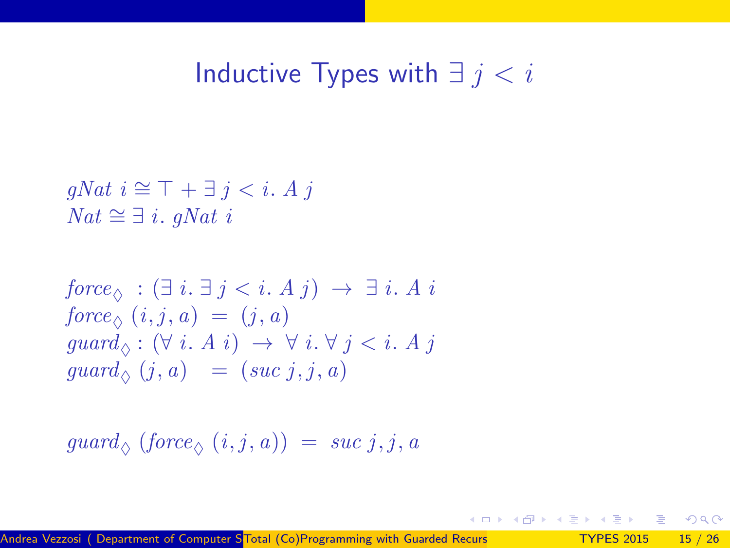# Inductive Types with $\exists\, j < i$

$$gNat\ i \cong \top + \exists\, j < i.\ A\ j$$
$$Nat \cong \exists\, i.\ gNat\ i$$

$$force_{\Diamond}\ : (\exists\, i.\ \exists\, j < i.\ A\ j)\ \rightarrow\ \exists\, i.\ A\ i$$
$$force_{\Diamond}\ (i, j, a)\ =\ (j, a)$$
$$guard_{\Diamond} : (\forall\, i.\ A\ i)\ \rightarrow\ \forall\, i.\ \forall\, j < i.\ A\ j$$
$$guard_{\Diamond}\ (j, a)\quad =\ (suc\ j, j, a)$$

$$guard_{\Diamond}\ (force_{\Diamond}\ (i, j, a))\ =\ suc\ j, j, a$$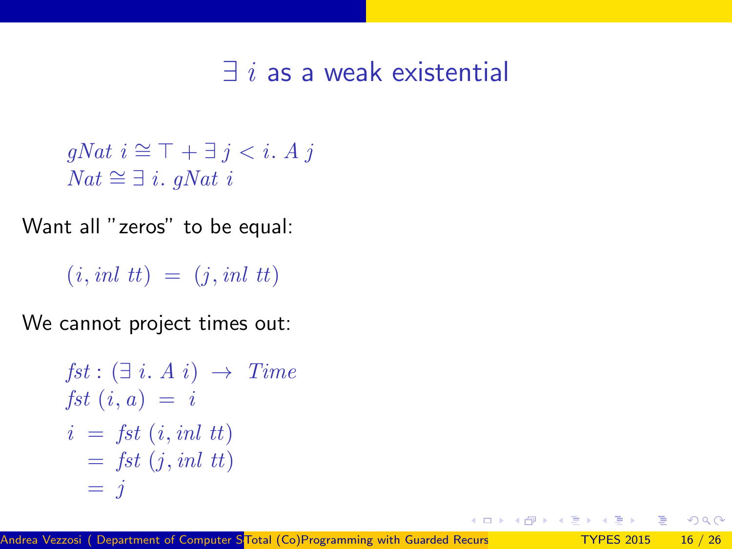# $\exists\ i$ as a weak existential

$$gNat\ i \cong \top + \exists\ j < i.\ A\ j$$
$$Nat \cong \exists\ i.\ gNat\ i$$

Want all "zeros" to be equal:

$$(i, inl\ tt) \ = \ (j, inl\ tt)$$

We cannot project times out:

$$fst : (\exists\ i.\ A\ i) \ \rightarrow \ Time$$
$$fst\ (i, a) \ = \ i$$

$$\begin{aligned} i \ &= \ fst\ (i, inl\ tt) \\ &= \ fst\ (j, inl\ tt) \\ &= \ j \end{aligned}$$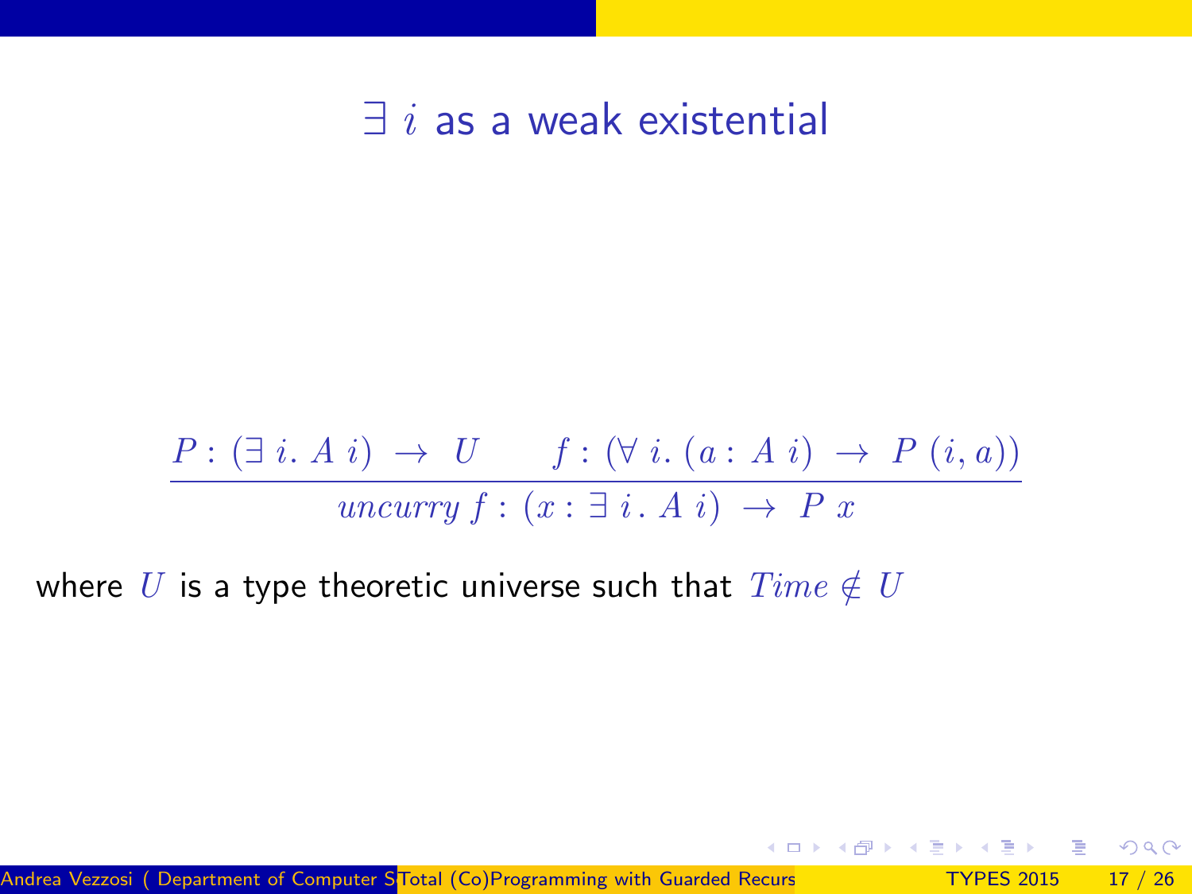# $\exists\ i$ as a weak existential

$$\frac{P : (\exists\ i.\ A\ i)\ \rightarrow\ U \qquad f : (\forall\ i.\ (a : A\ i)\ \rightarrow\ P\ (i, a))}{\mathit{uncurry}\ f : (x : \exists\ i\ .\ A\ i)\ \rightarrow\ P\ x}$$

where $U$ is a type theoretic universe such that $\mathit{Time} \notin U$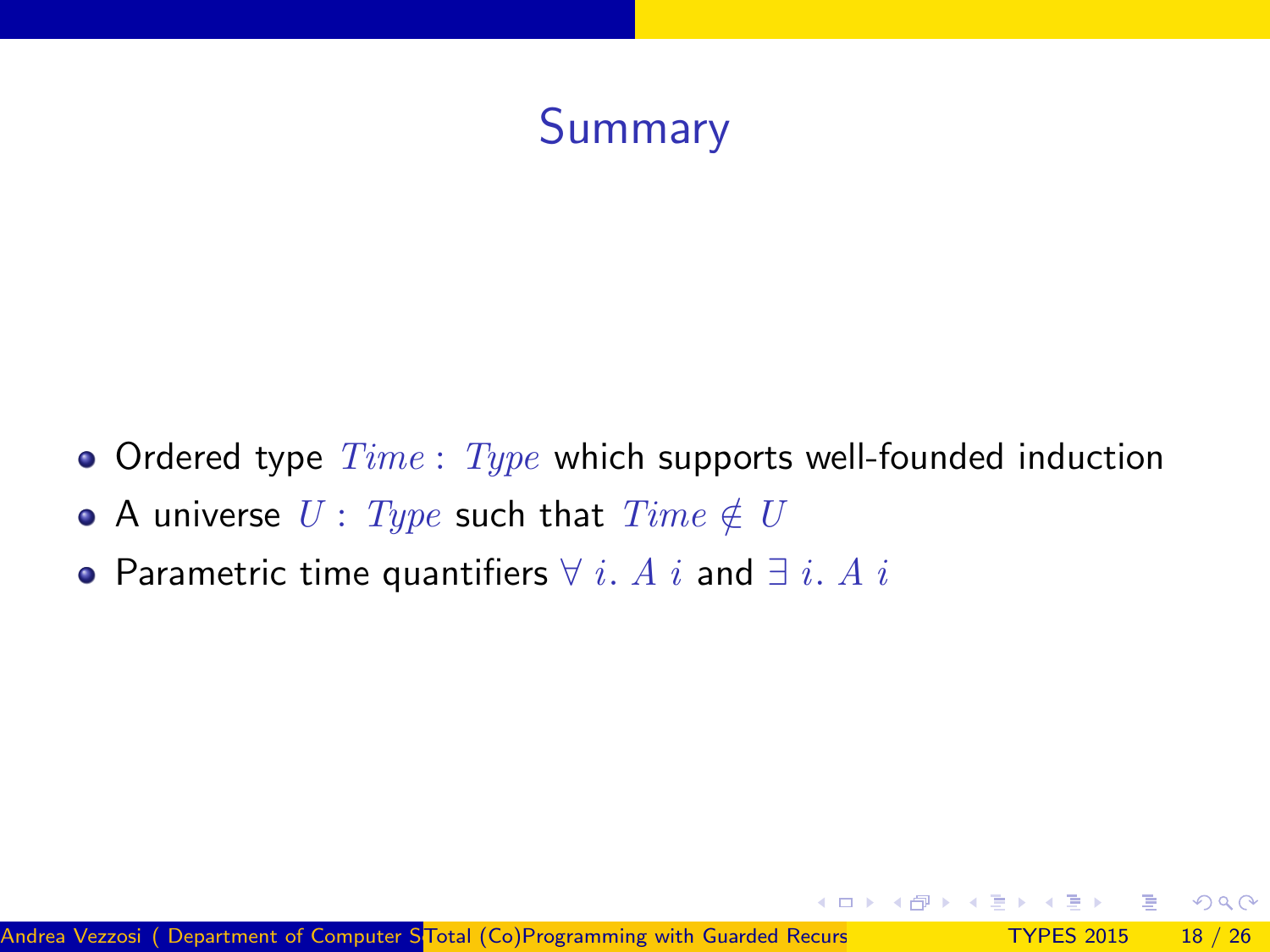# Summary

- Ordered type $Time : Type$ which supports well-founded induction
- A universe $U : Type$ such that $Time \notin U$
- Parametric time quantifiers $\forall\ i.\ A\ i$ and $\exists\ i.\ A\ i$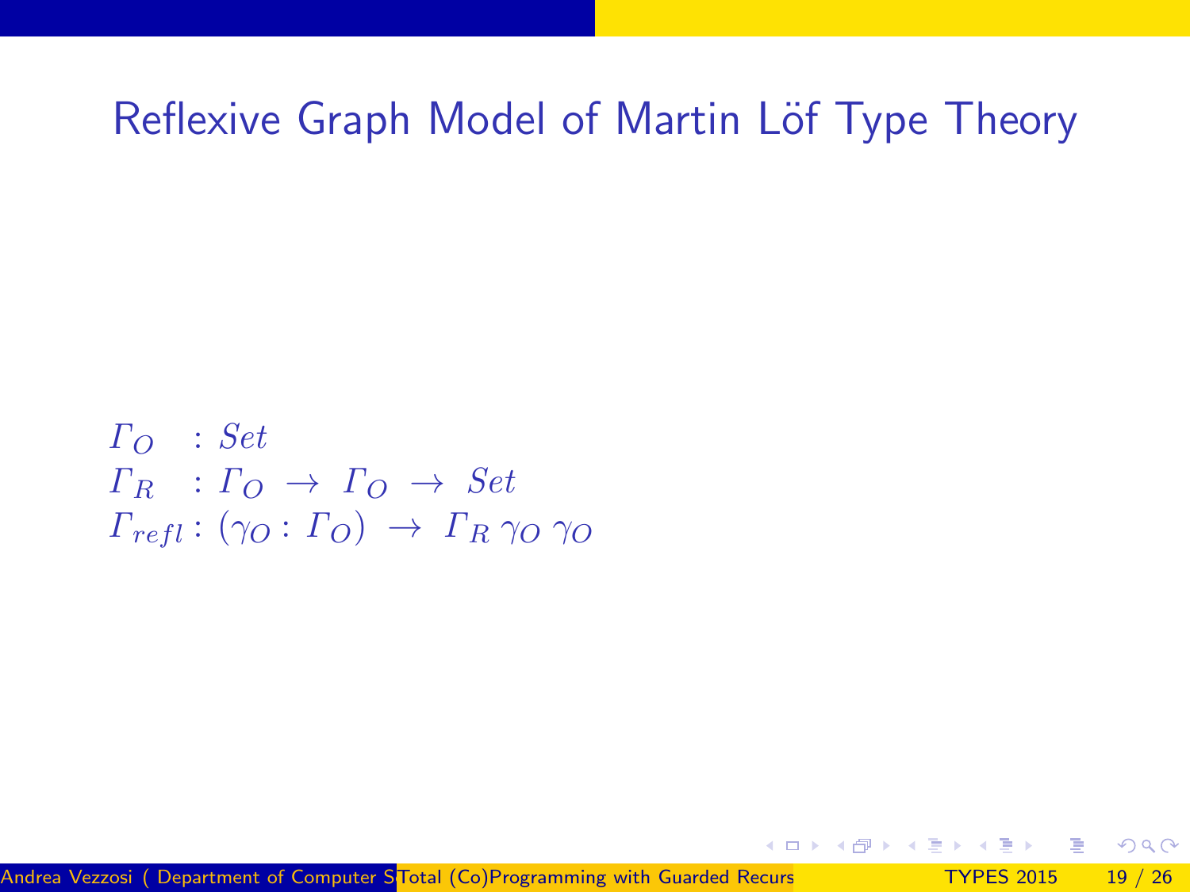# Reflexive Graph Model of Martin Löf Type Theory

$$
\begin{aligned}
&\Gamma_O && : Set \\
&\Gamma_R && : \Gamma_O \rightarrow \Gamma_O \rightarrow Set \\
&\Gamma_{refl} && : (\gamma_O : \Gamma_O) \rightarrow \Gamma_R\, \gamma_O\, \gamma_O
\end{aligned}
$$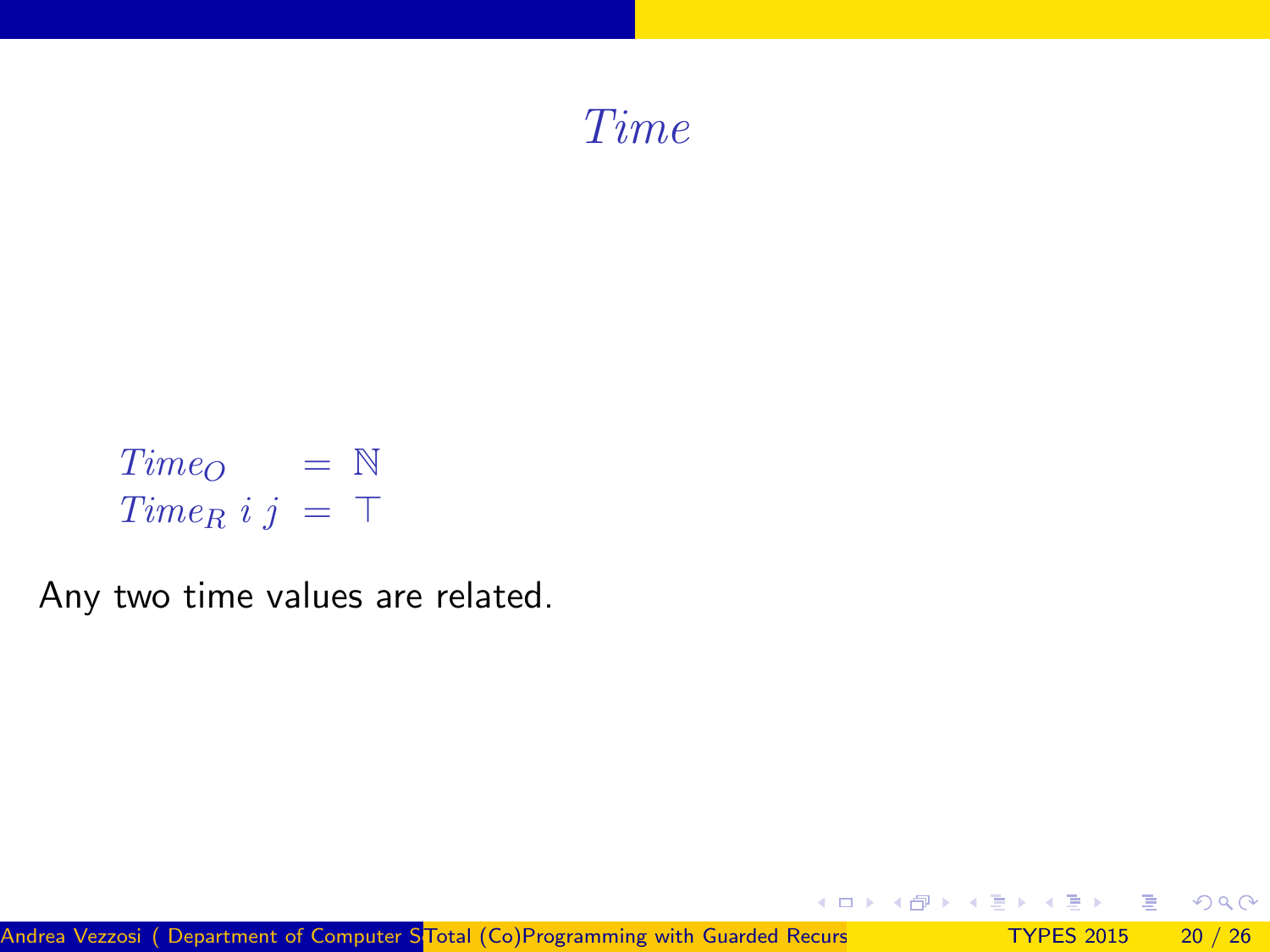# *Time*

$$
\begin{aligned}
Time_O &= \mathbb{N} \\
Time_R\ i\ j &= \top
\end{aligned}
$$

Any two time values are related.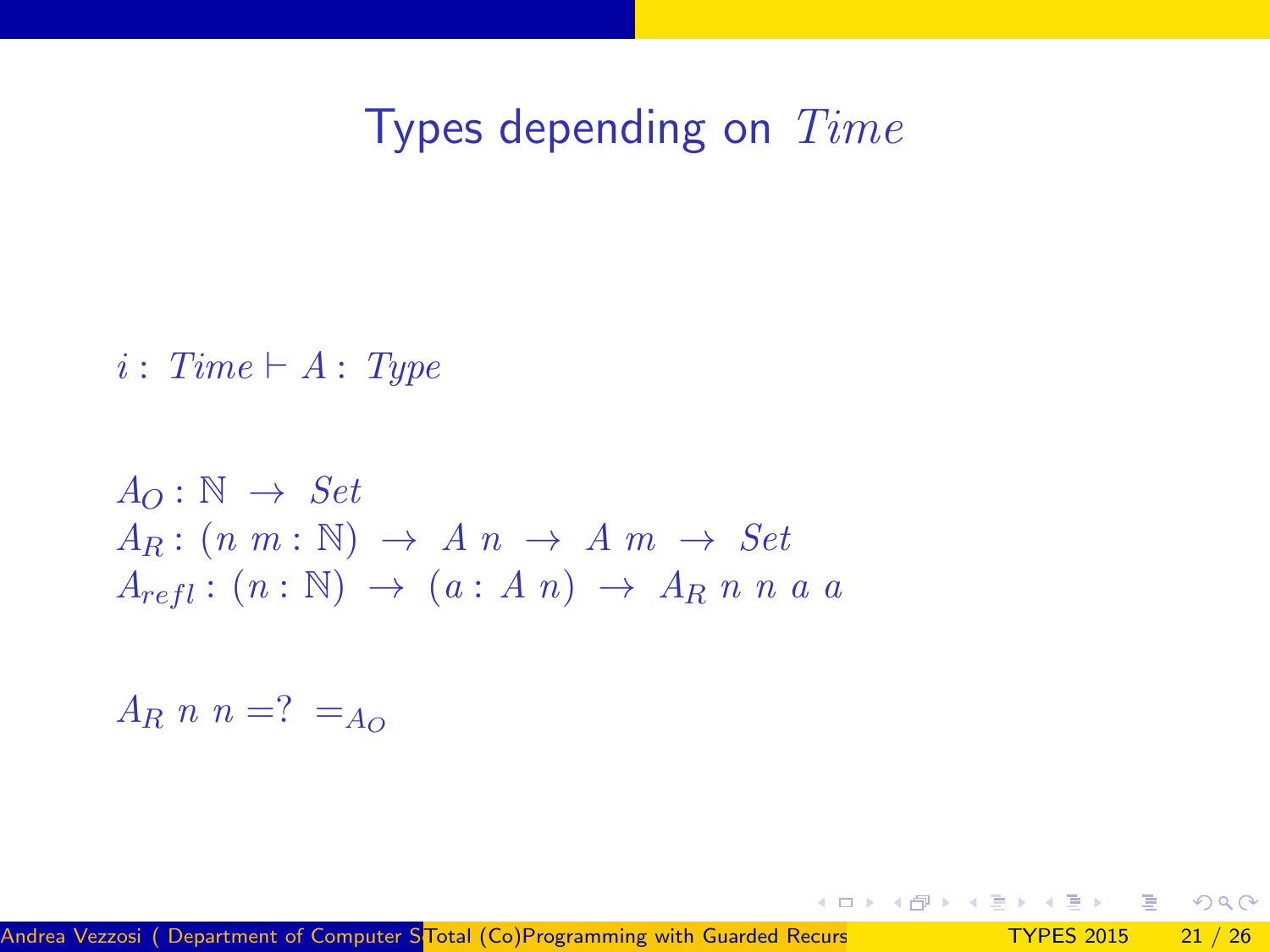# Types depending on $Time$

$i : Time \vdash A : Type$

$A_O : \mathbb{N} \rightarrow Set$
$A_R : (n\ m : \mathbb{N}) \rightarrow A\ n \rightarrow A\ m \rightarrow Set$
$A_{refl} : (n : \mathbb{N}) \rightarrow (a : A\ n) \rightarrow A_R\ n\ n\ a\ a$

$A_R\ n\ n =?\ =_{A_O}$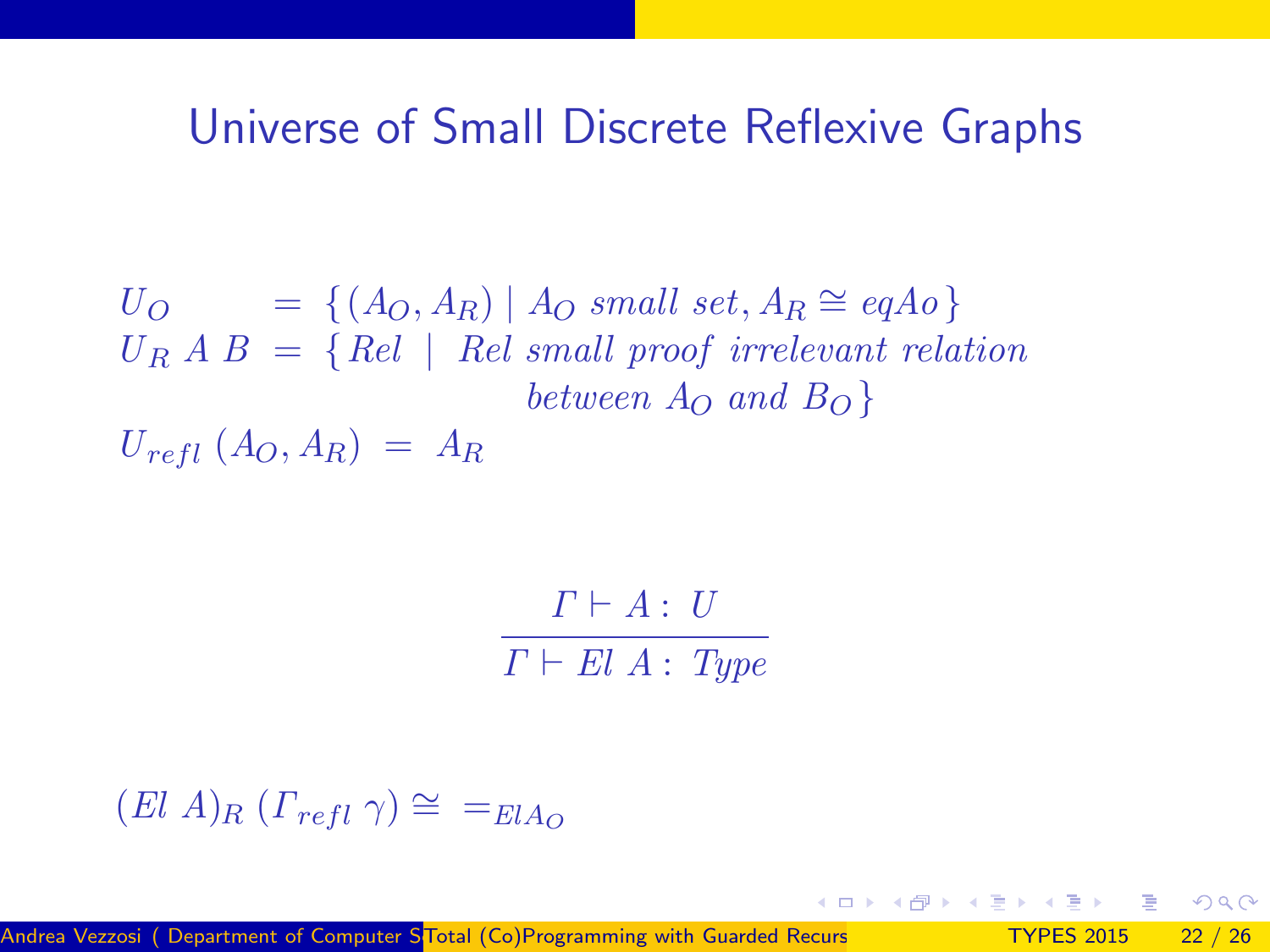# Universe of Small Discrete Reflexive Graphs

$$
\begin{array}{lcl}
U_O & = & \{(A_O, A_R) \mid A_O \text{ small set}, A_R \cong eqAo\} \\
U_R\ A\ B & = & \{Rel \mid Rel \text{ small proof irrelevant relation} \\
 & & \qquad\qquad \text{between } A_O \text{ and } B_O\} \\
U_{refl}\ (A_O, A_R) & = & A_R
\end{array}
$$

$$
\frac{\Gamma \vdash A : U}{\Gamma \vdash El\ A : Type}
$$

$$
(El\ A)_R\ (\Gamma_{refl}\ \gamma) \cong\ =_{ElA_O}
$$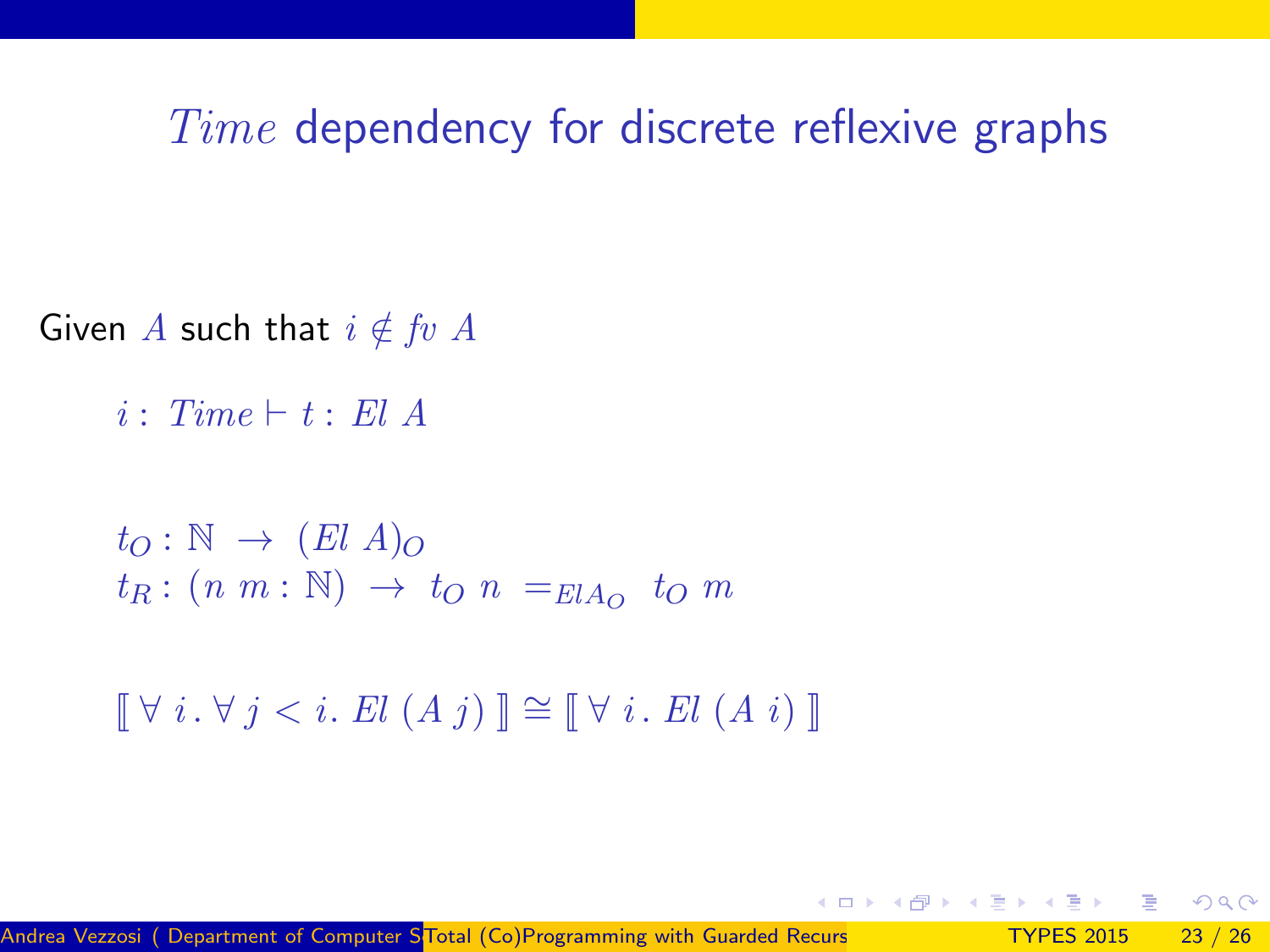# $Time$ dependency for discrete reflexive graphs

Given $A$ such that $i \notin fv\ A$

$$i : Time \vdash t : El\ A$$

$$t_O : \mathbb{N} \rightarrow (El\ A)_O$$
$$t_R : (n\ m : \mathbb{N}) \rightarrow t_O\ n =_{ElA_O} t_O\ m$$

$$[\![ \forall\ i\, .\, \forall\ j < i.\ El\ (A\ j) ]\!] \cong [\![ \forall\ i\, .\ El\ (A\ i) ]\!]$$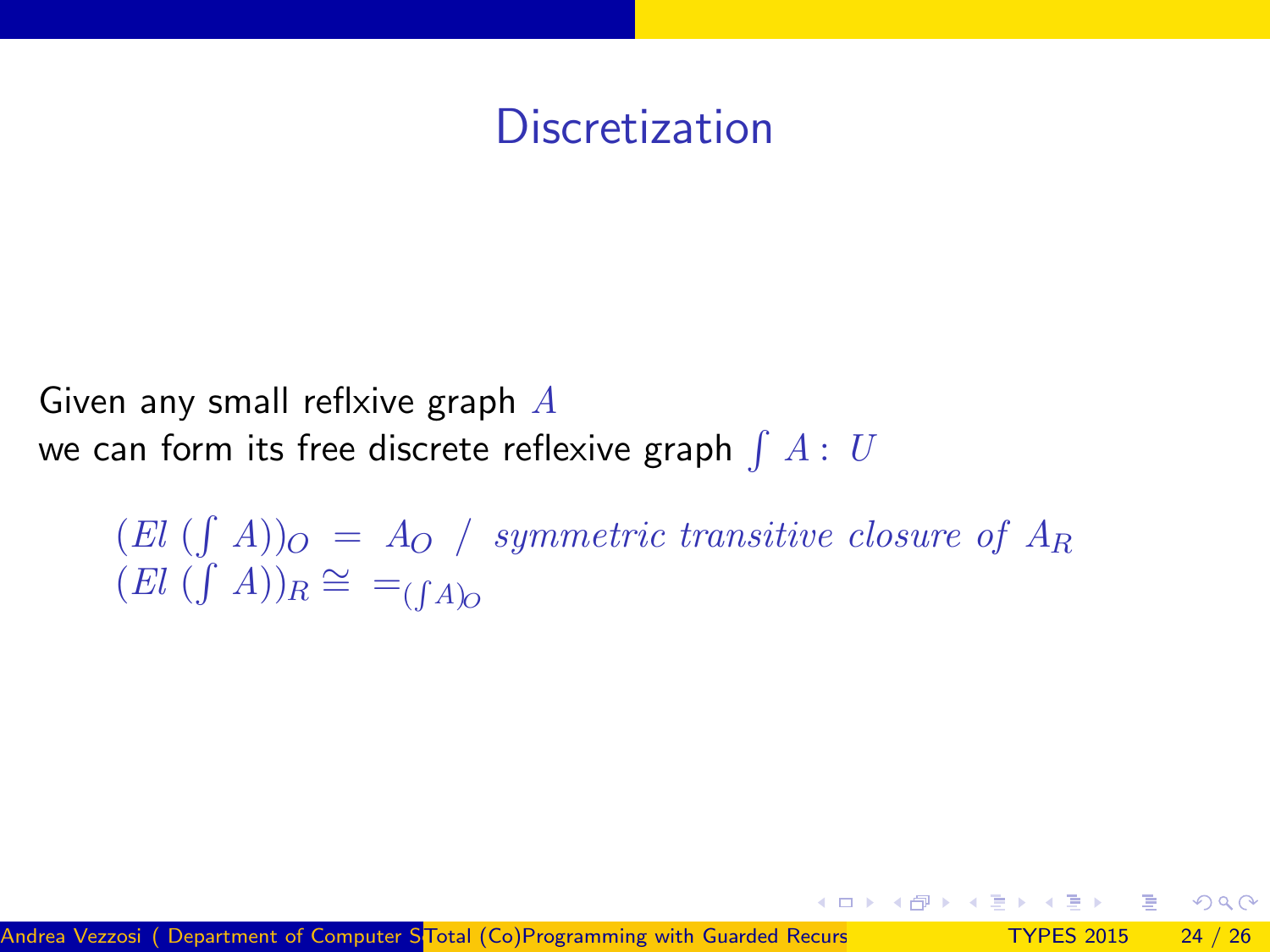# Discretization

Given any small reflxive graph $A$
we can form its free discrete reflexive graph $\int A : U$

$$
\begin{aligned}
&(El\ (\textstyle\int A))_O \ = \ A_O \ / \ \textit{symmetric transitive closure of } A_R \\
&(El\ (\textstyle\int A))_R \cong \ =_{(\int A)_O}
\end{aligned}
$$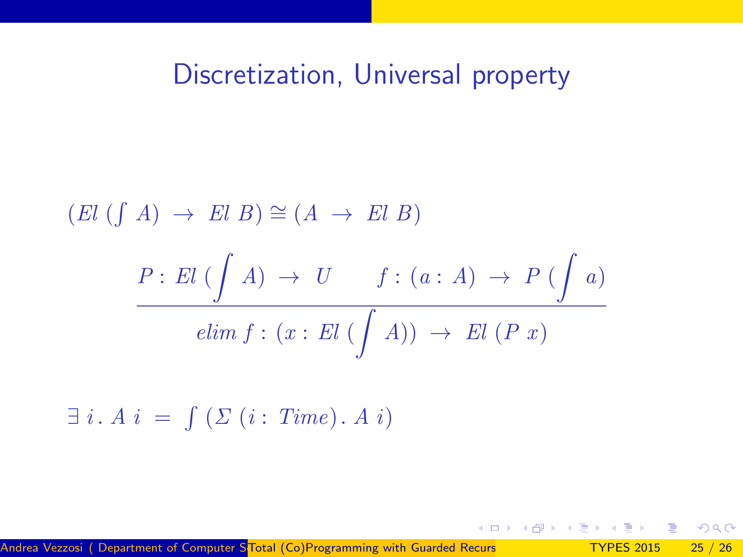# Discretization, Universal property

$$(\mathit{El}\ (\textstyle\int A) \rightarrow \mathit{El}\ B) \cong (A \rightarrow \mathit{El}\ B)$$

$$\frac{P : \mathit{El}\ (\displaystyle\int A) \rightarrow U \qquad f : (a : A) \rightarrow P\ (\displaystyle\int a)}{\mathit{elim}\ f : (x : \mathit{El}\ (\displaystyle\int A)) \rightarrow \mathit{El}\ (P\ x)}$$

$$\exists\ i\ .\ A\ i\ =\ \textstyle\int (\Sigma\ (i : \mathit{Time})\ .\ A\ i)$$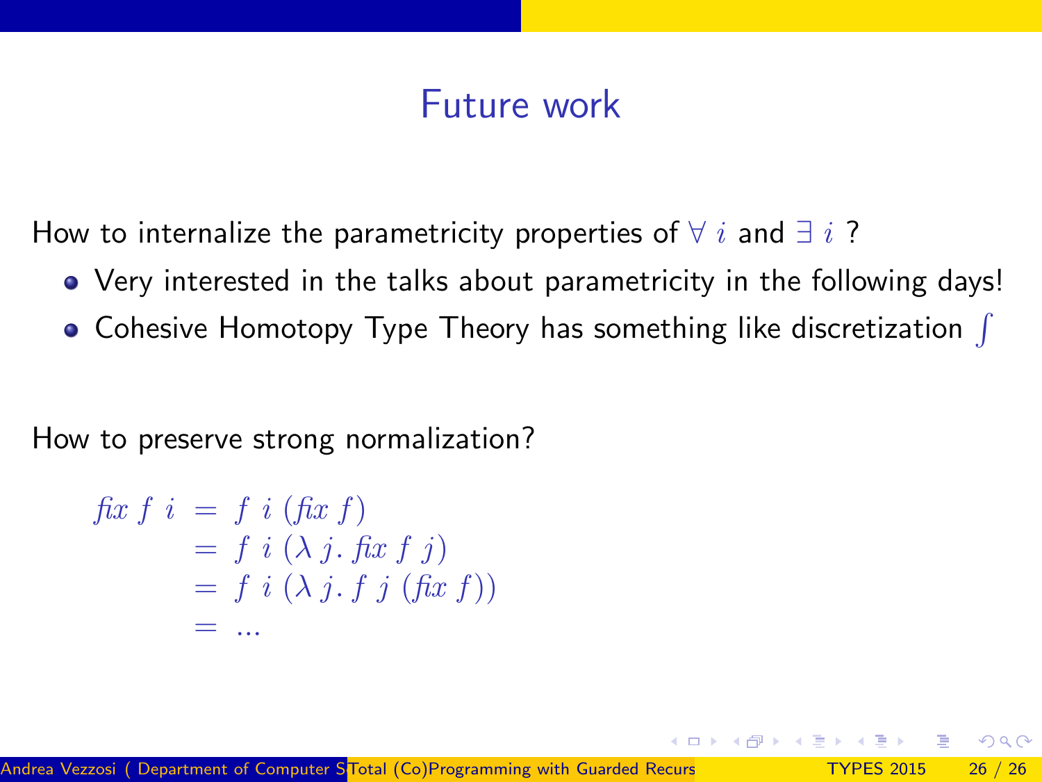# Future work

How to internalize the parametricity properties of $\forall\ i$ and $\exists\ i$ ?

- Very interested in the talks about parametricity in the following days!
- Cohesive Homotopy Type Theory has something like discretization $\int$

How to preserve strong normalization?

$$
\begin{aligned}
\mathit{fix}\ f\ i\ &=\ f\ i\ (\mathit{fix}\ f)\\
&=\ f\ i\ (\lambda\, j.\ \mathit{fix}\ f\ j)\\
&=\ f\ i\ (\lambda\, j.\ f\ j\ (\mathit{fix}\ f))\\
&=\ \ldots
\end{aligned}
$$